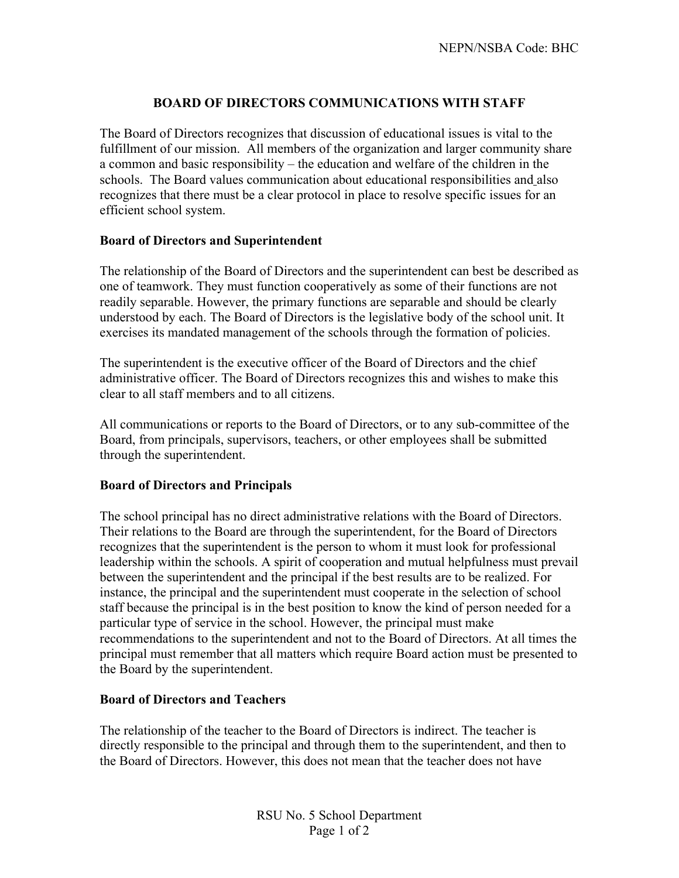# BOARD OF DIRECTORS COMMUNICATIONS WITH STAFF

The Board of Directors recognizes that discussion of educational issues is vital to the fulfillment of our mission. All members of the organization and larger community share a common and basic responsibility – the education and welfare of the children in the schools. The Board values communication about educational responsibilities and also recognizes that there must be a clear protocol in place to resolve specific issues for an efficient school system.

## Board of Directors and Superintendent

The relationship of the Board of Directors and the superintendent can best be described as one of teamwork. They must function cooperatively as some of their functions are not readily separable. However, the primary functions are separable and should be clearly understood by each. The Board of Directors is the legislative body of the school unit. It exercises its mandated management of the schools through the formation of policies.

The superintendent is the executive officer of the Board of Directors and the chief administrative officer. The Board of Directors recognizes this and wishes to make this clear to all staff members and to all citizens.

All communications or reports to the Board of Directors, or to any sub-committee of the Board, from principals, supervisors, teachers, or other employees shall be submitted through the superintendent.

## Board of Directors and Principals

The school principal has no direct administrative relations with the Board of Directors. Their relations to the Board are through the superintendent, for the Board of Directors recognizes that the superintendent is the person to whom it must look for professional leadership within the schools. A spirit of cooperation and mutual helpfulness must prevail between the superintendent and the principal if the best results are to be realized. For instance, the principal and the superintendent must cooperate in the selection of school staff because the principal is in the best position to know the kind of person needed for a particular type of service in the school. However, the principal must make recommendations to the superintendent and not to the Board of Directors. At all times the principal must remember that all matters which require Board action must be presented to the Board by the superintendent.

## Board of Directors and Teachers

The relationship of the teacher to the Board of Directors is indirect. The teacher is directly responsible to the principal and through them to the superintendent, and then to the Board of Directors. However, this does not mean that the teacher does not have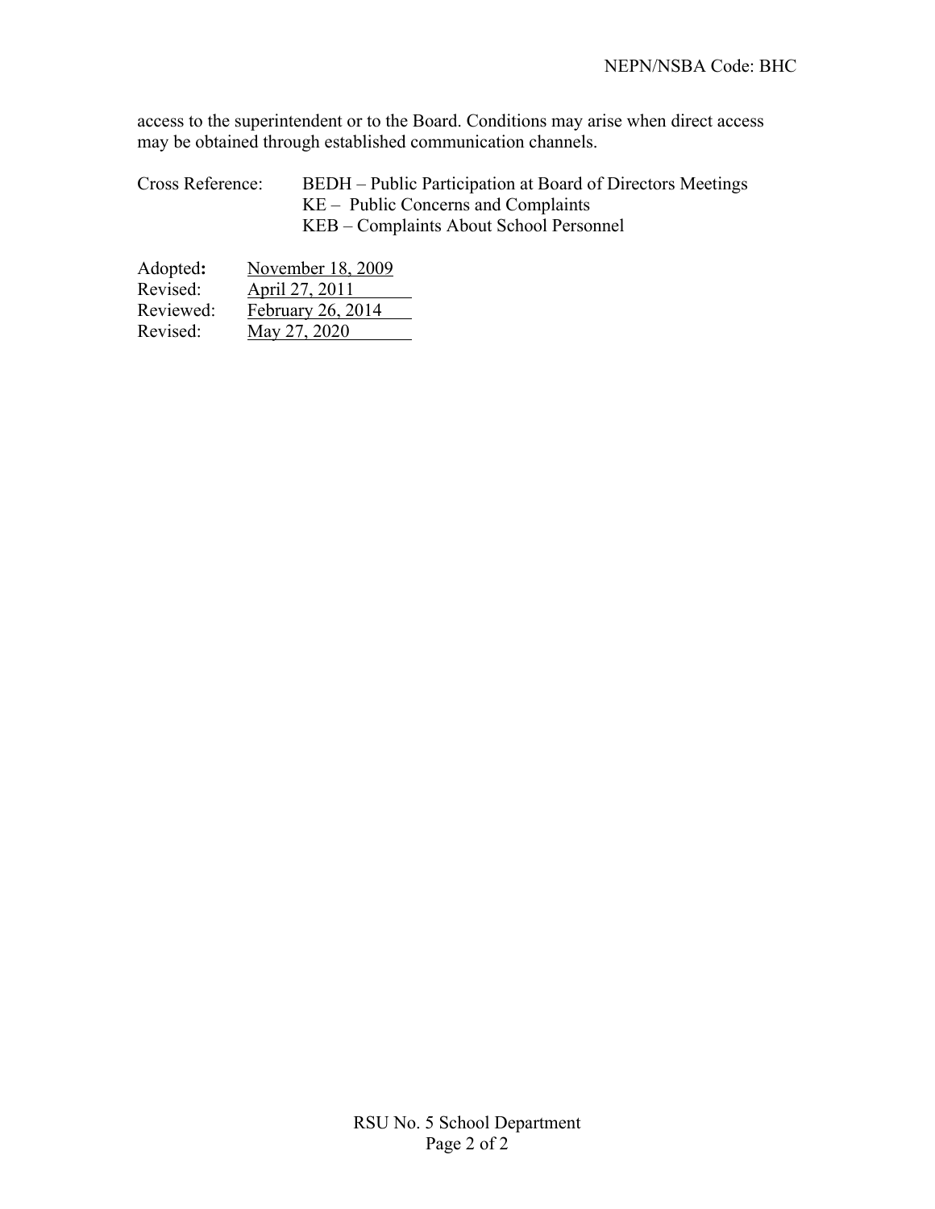access to the superintendent or to the Board. Conditions may arise when direct access may be obtained through established communication channels.

| | |
|---|---|
| Cross Reference: | BEDH – Public Participation at Board of Directors Meetings |
| | KE – Public Concerns and Complaints |
| | KEB – Complaints About School Personnel |

| | |
|---|---|
| Adopted**:** | November 18, 2009 |
| Revised: | April 27, 2011 |
| Reviewed: | February 26, 2014 |
| Revised: | May 27, 2020 |